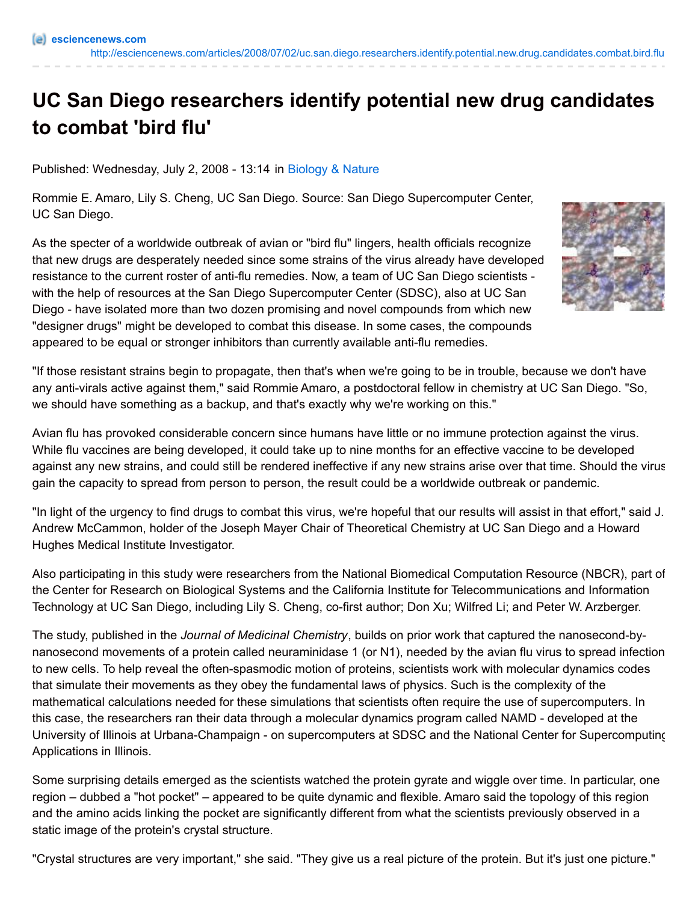escienceness.com
http://esciencenews.com/articles/2008/07/02/uc.san.diego.researchers.identify.potential.new.drug.candidates.combat.bird.flu

# UC San Diego researchers identify potential new drug candidates to combat 'bird flu'

Published: Wednesday, July 2, 2008 - 13:14 in Biology & Nature

Rommie E. Amaro, Lily S. Cheng, UC San Diego. Source: San Diego Supercomputer Center, UC San Diego.

As the specter of a worldwide outbreak of avian or "bird flu" lingers, health officials recognize that new drugs are desperately needed since some strains of the virus already have developed resistance to the current roster of anti-flu remedies. Now, a team of UC San Diego scientists - with the help of resources at the San Diego Supercomputer Center (SDSC), also at UC San Diego - have isolated more than two dozen promising and novel compounds from which new "designer drugs" might be developed to combat this disease. In some cases, the compounds appeared to be equal or stronger inhibitors than currently available anti-flu remedies.

"If those resistant strains begin to propagate, then that's when we're going to be in trouble, because we don't have any anti-virals active against them," said Rommie Amaro, a postdoctoral fellow in chemistry at UC San Diego. "So, we should have something as a backup, and that's exactly why we're working on this."

Avian flu has provoked considerable concern since humans have little or no immune protection against the virus. While flu vaccines are being developed, it could take up to nine months for an effective vaccine to be developed against any new strains, and could still be rendered ineffective if any new strains arise over that time. Should the virus gain the capacity to spread from person to person, the result could be a worldwide outbreak or pandemic.

"In light of the urgency to find drugs to combat this virus, we're hopeful that our results will assist in that effort," said J. Andrew McCammon, holder of the Joseph Mayer Chair of Theoretical Chemistry at UC San Diego and a Howard Hughes Medical Institute Investigator.

Also participating in this study were researchers from the National Biomedical Computation Resource (NBCR), part of the Center for Research on Biological Systems and the California Institute for Telecommunications and Information Technology at UC San Diego, including Lily S. Cheng, co-first author; Don Xu; Wilfred Li; and Peter W. Arzberger.

The study, published in the *Journal of Medicinal Chemistry*, builds on prior work that captured the nanosecond-by-nanosecond movements of a protein called neuraminidase 1 (or N1), needed by the avian flu virus to spread infection to new cells. To help reveal the often-spasmodic motion of proteins, scientists work with molecular dynamics codes that simulate their movements as they obey the fundamental laws of physics. Such is the complexity of the mathematical calculations needed for these simulations that scientists often require the use of supercomputers. In this case, the researchers ran their data through a molecular dynamics program called NAMD - developed at the University of Illinois at Urbana-Champaign - on supercomputers at SDSC and the National Center for Supercomputing Applications in Illinois.

Some surprising details emerged as the scientists watched the protein gyrate and wiggle over time. In particular, one region – dubbed a "hot pocket" – appeared to be quite dynamic and flexible. Amaro said the topology of this region and the amino acids linking the pocket are significantly different from what the scientists previously observed in a static image of the protein's crystal structure.

"Crystal structures are very important," she said. "They give us a real picture of the protein. But it's just one picture."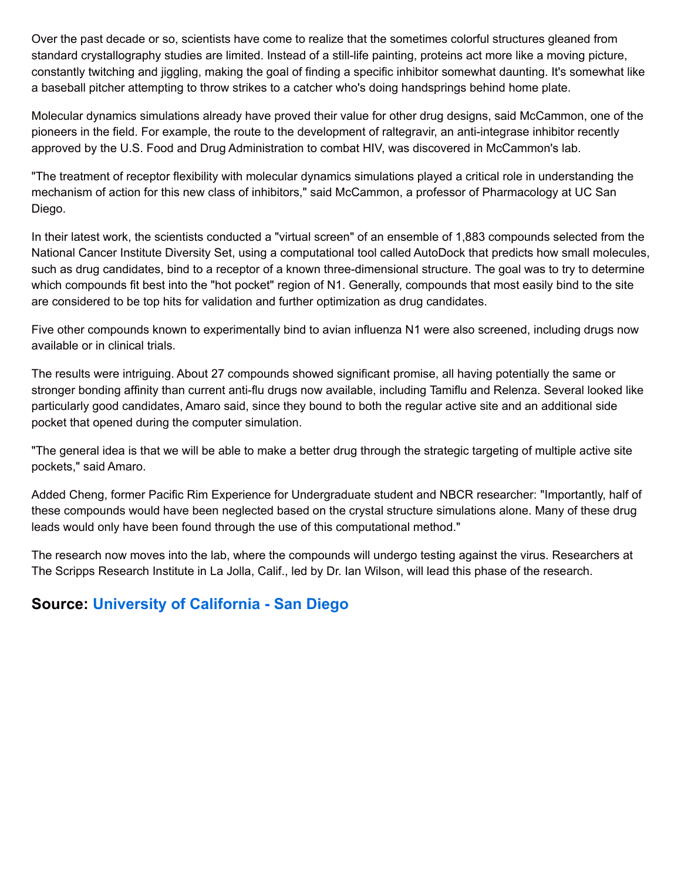Over the past decade or so, scientists have come to realize that the sometimes colorful structures gleaned from standard crystallography studies are limited. Instead of a still-life painting, proteins act more like a moving picture, constantly twitching and jiggling, making the goal of finding a specific inhibitor somewhat daunting. It's somewhat like a baseball pitcher attempting to throw strikes to a catcher who's doing handsprings behind home plate.

Molecular dynamics simulations already have proved their value for other drug designs, said McCammon, one of the pioneers in the field. For example, the route to the development of raltegravir, an anti-integrase inhibitor recently approved by the U.S. Food and Drug Administration to combat HIV, was discovered in McCammon's lab.

"The treatment of receptor flexibility with molecular dynamics simulations played a critical role in understanding the mechanism of action for this new class of inhibitors," said McCammon, a professor of Pharmacology at UC San Diego.

In their latest work, the scientists conducted a "virtual screen" of an ensemble of 1,883 compounds selected from the National Cancer Institute Diversity Set, using a computational tool called AutoDock that predicts how small molecules, such as drug candidates, bind to a receptor of a known three-dimensional structure. The goal was to try to determine which compounds fit best into the "hot pocket" region of N1. Generally, compounds that most easily bind to the site are considered to be top hits for validation and further optimization as drug candidates.

Five other compounds known to experimentally bind to avian influenza N1 were also screened, including drugs now available or in clinical trials.

The results were intriguing. About 27 compounds showed significant promise, all having potentially the same or stronger bonding affinity than current anti-flu drugs now available, including Tamiflu and Relenza. Several looked like particularly good candidates, Amaro said, since they bound to both the regular active site and an additional side pocket that opened during the computer simulation.

"The general idea is that we will be able to make a better drug through the strategic targeting of multiple active site pockets," said Amaro.

Added Cheng, former Pacific Rim Experience for Undergraduate student and NBCR researcher: "Importantly, half of these compounds would have been neglected based on the crystal structure simulations alone. Many of these drug leads would only have been found through the use of this computational method."

The research now moves into the lab, where the compounds will undergo testing against the virus. Researchers at The Scripps Research Institute in La Jolla, Calif., led by Dr. Ian Wilson, will lead this phase of the research.

## Source: University of California - San Diego